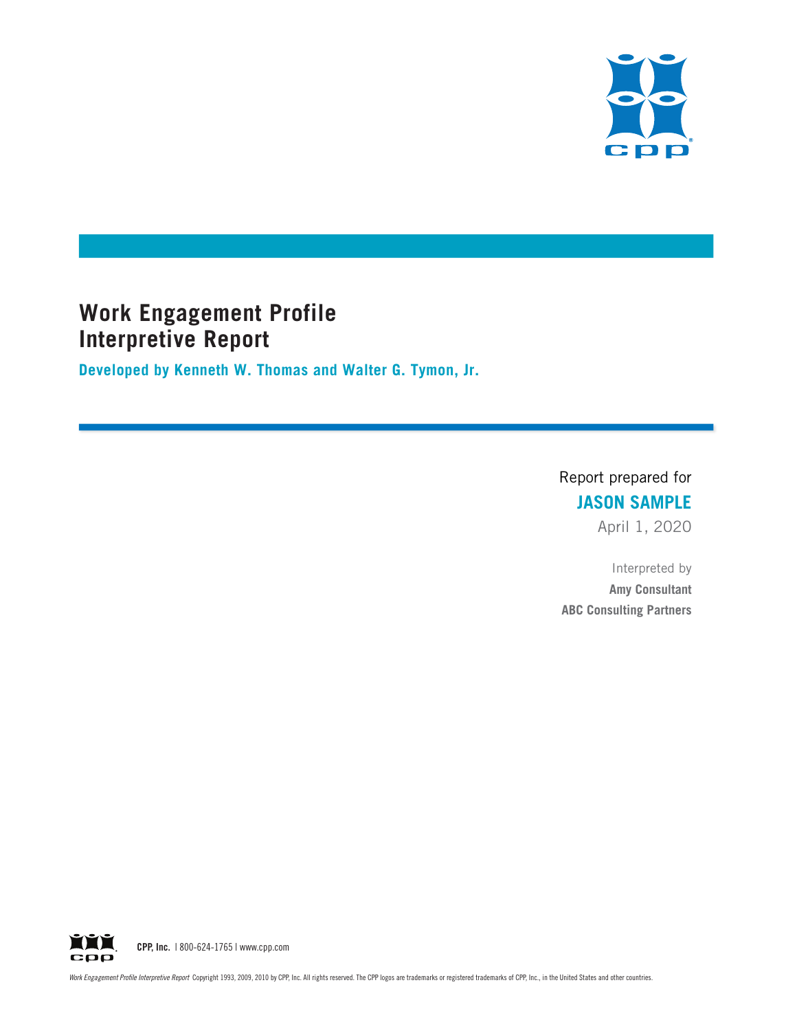# Work Engagement Profile Interpretive Report

**Developed by Kenneth W. Thomas and Walter G. Tymon, Jr.**

Report prepared for

**JASON SAMPLE**

April 1, 2020

Interpreted by

**Amy Consultant**

**ABC Consulting Partners**

**CPP, Inc.** | 800-624-1765 | www.cpp.com

*Work Engagement Profile Interpretive Report* Copyright 1993, 2009, 2010 by CPP, Inc. All rights reserved. The CPP logos are trademarks or registered trademarks of CPP, Inc., in the United States and other countries.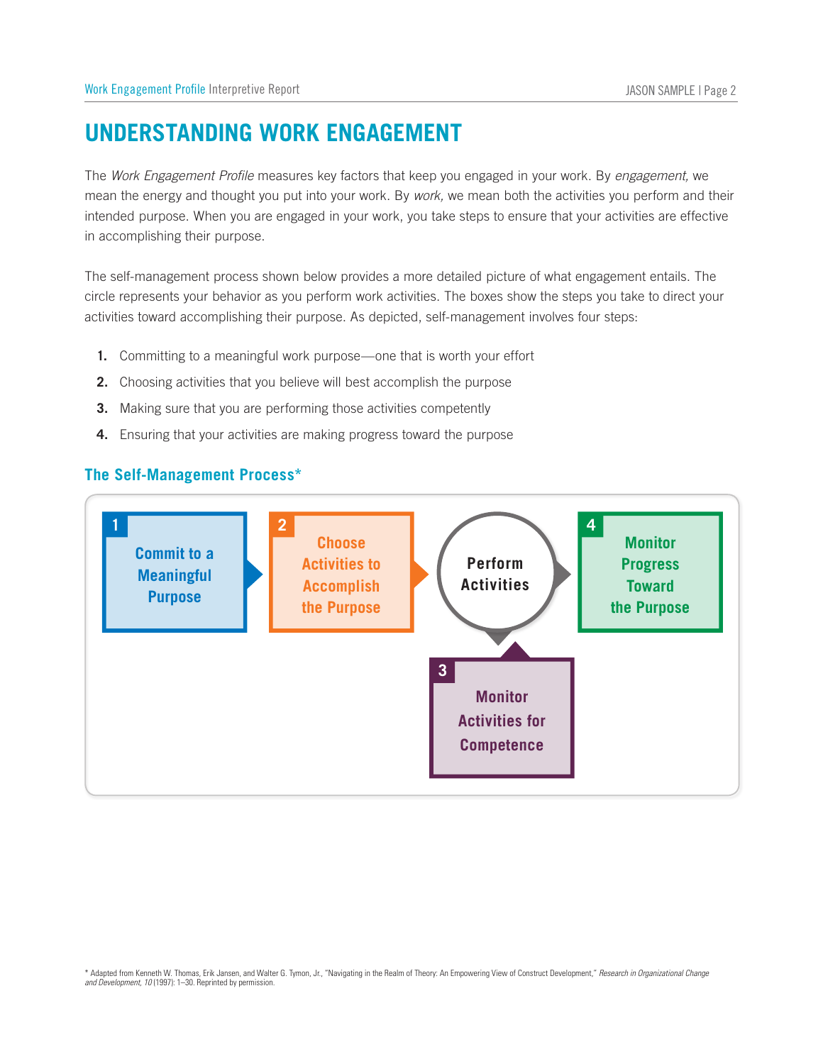# UNDERSTANDING WORK ENGAGEMENT

The *Work Engagement Profile* measures key factors that keep you engaged in your work. By *engagement,* we mean the energy and thought you put into your work. By *work,* we mean both the activities you perform and their intended purpose. When you are engaged in your work, you take steps to ensure that your activities are effective in accomplishing their purpose.

The self-management process shown below provides a more detailed picture of what engagement entails. The circle represents your behavior as you perform work activities. The boxes show the steps you take to direct your activities toward accomplishing their purpose. As depicted, self-management involves four steps:

1. Committing to a meaningful work purpose—one that is worth your effort
2. Choosing activities that you believe will best accomplish the purpose
3. Making sure that you are performing those activities competently
4. Ensuring that your activities are making progress toward the purpose

## The Self-Management Process*

**1** Commit to a Meaningful Purpose → **2** Choose Activities to Accomplish the Purpose → Perform Activities → **4** Monitor Progress Toward the Purpose

**3** Monitor Activities for Competence (linked to Perform Activities)

* Adapted from Kenneth W. Thomas, Erik Jansen, and Walter G. Tymon, Jr., "Navigating in the Realm of Theory: An Empowering View of Construct Development," *Research in Organizational Change and Development, 10* (1997): 1–30. Reprinted by permission.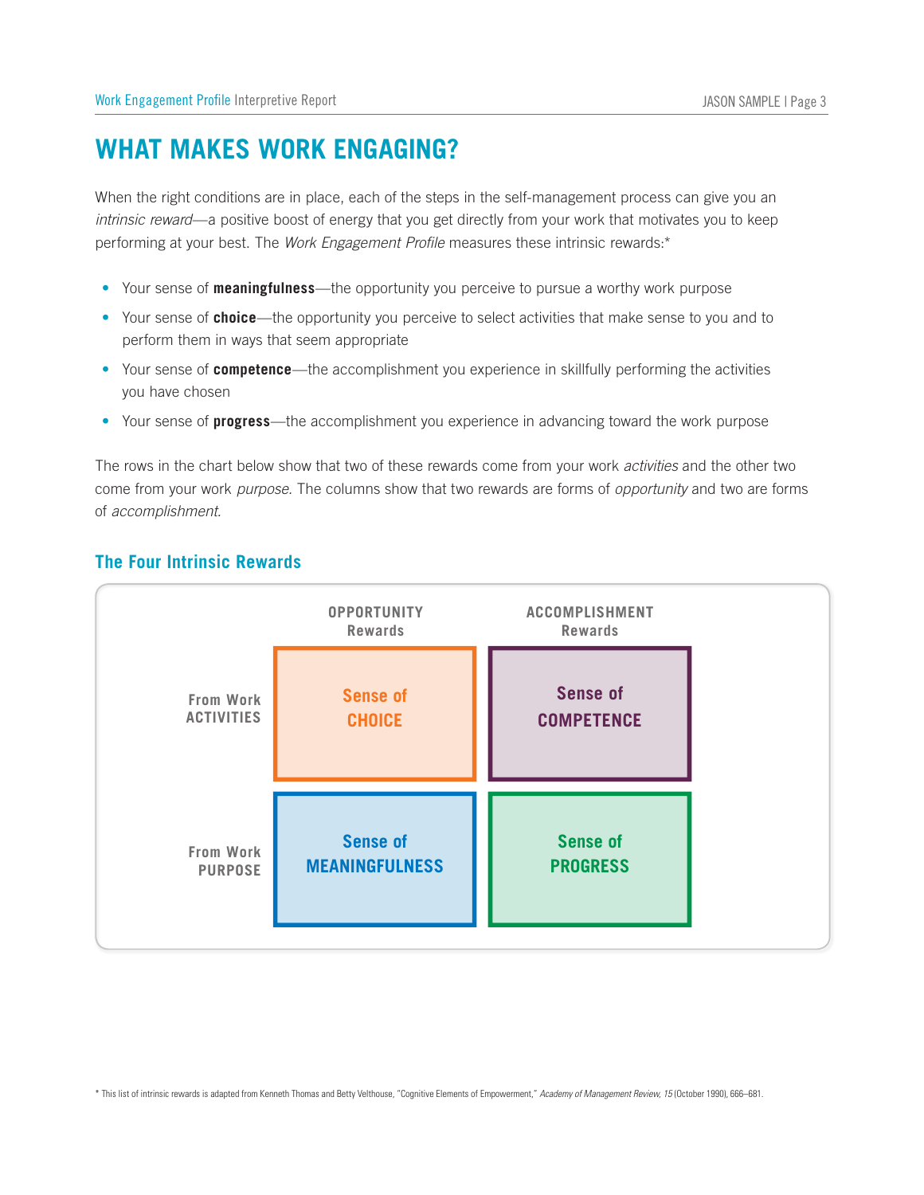# WHAT MAKES WORK ENGAGING?

When the right conditions are in place, each of the steps in the self-management process can give you an *intrinsic reward*—a positive boost of energy that you get directly from your work that motivates you to keep performing at your best. The *Work Engagement Profile* measures these intrinsic rewards:*

- Your sense of **meaningfulness**—the opportunity you perceive to pursue a worthy work purpose
- Your sense of **choice**—the opportunity you perceive to select activities that make sense to you and to perform them in ways that seem appropriate
- Your sense of **competence**—the accomplishment you experience in skillfully performing the activities you have chosen
- Your sense of **progress**—the accomplishment you experience in advancing toward the work purpose

The rows in the chart below show that two of these rewards come from your work *activities* and the other two come from your work *purpose*. The columns show that two rewards are forms of *opportunity* and two are forms of *accomplishment*.

## The Four Intrinsic Rewards

| | OPPORTUNITY Rewards | ACCOMPLISHMENT Rewards |
|---|---|---|
| From Work ACTIVITIES | Sense of CHOICE | Sense of COMPETENCE |
| From Work PURPOSE | Sense of MEANINGFULNESS | Sense of PROGRESS |

* This list of intrinsic rewards is adapted from Kenneth Thomas and Betty Velthouse, "Cognitive Elements of Empowerment," *Academy of Management Review, 15* (October 1990), 666–681.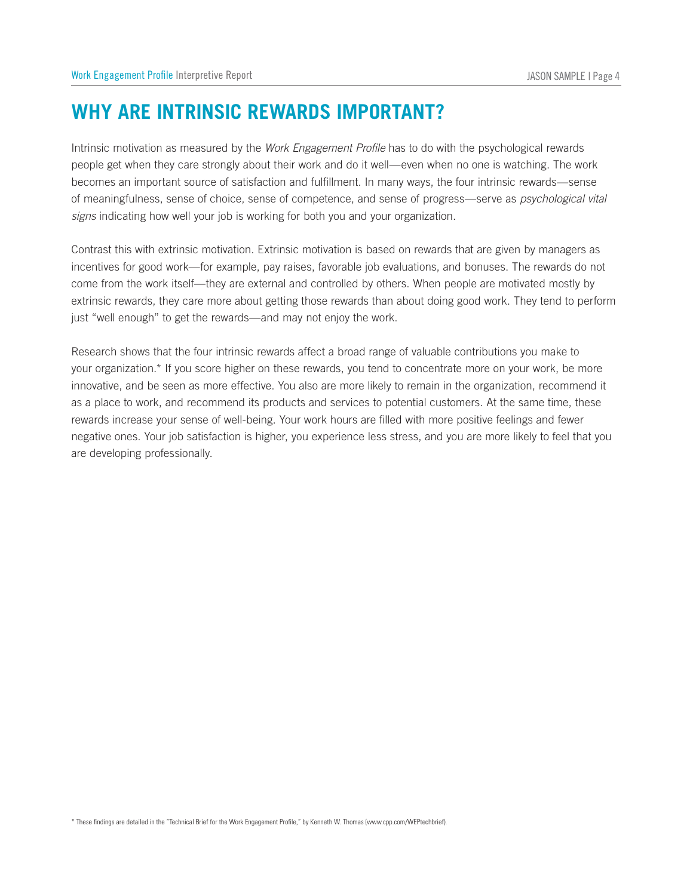# WHY ARE INTRINSIC REWARDS IMPORTANT?

Intrinsic motivation as measured by the *Work Engagement Profile* has to do with the psychological rewards people get when they care strongly about their work and do it well—even when no one is watching. The work becomes an important source of satisfaction and fulfillment. In many ways, the four intrinsic rewards—sense of meaningfulness, sense of choice, sense of competence, and sense of progress—serve as *psychological vital signs* indicating how well your job is working for both you and your organization.

Contrast this with extrinsic motivation. Extrinsic motivation is based on rewards that are given by managers as incentives for good work—for example, pay raises, favorable job evaluations, and bonuses. The rewards do not come from the work itself—they are external and controlled by others. When people are motivated mostly by extrinsic rewards, they care more about getting those rewards than about doing good work. They tend to perform just "well enough" to get the rewards—and may not enjoy the work.

Research shows that the four intrinsic rewards affect a broad range of valuable contributions you make to your organization.* If you score higher on these rewards, you tend to concentrate more on your work, be more innovative, and be seen as more effective. You also are more likely to remain in the organization, recommend it as a place to work, and recommend its products and services to potential customers. At the same time, these rewards increase your sense of well-being. Your work hours are filled with more positive feelings and fewer negative ones. Your job satisfaction is higher, you experience less stress, and you are more likely to feel that you are developing professionally.

* These findings are detailed in the "Technical Brief for the Work Engagement Profile," by Kenneth W. Thomas (www.cpp.com/WEPtechbrief).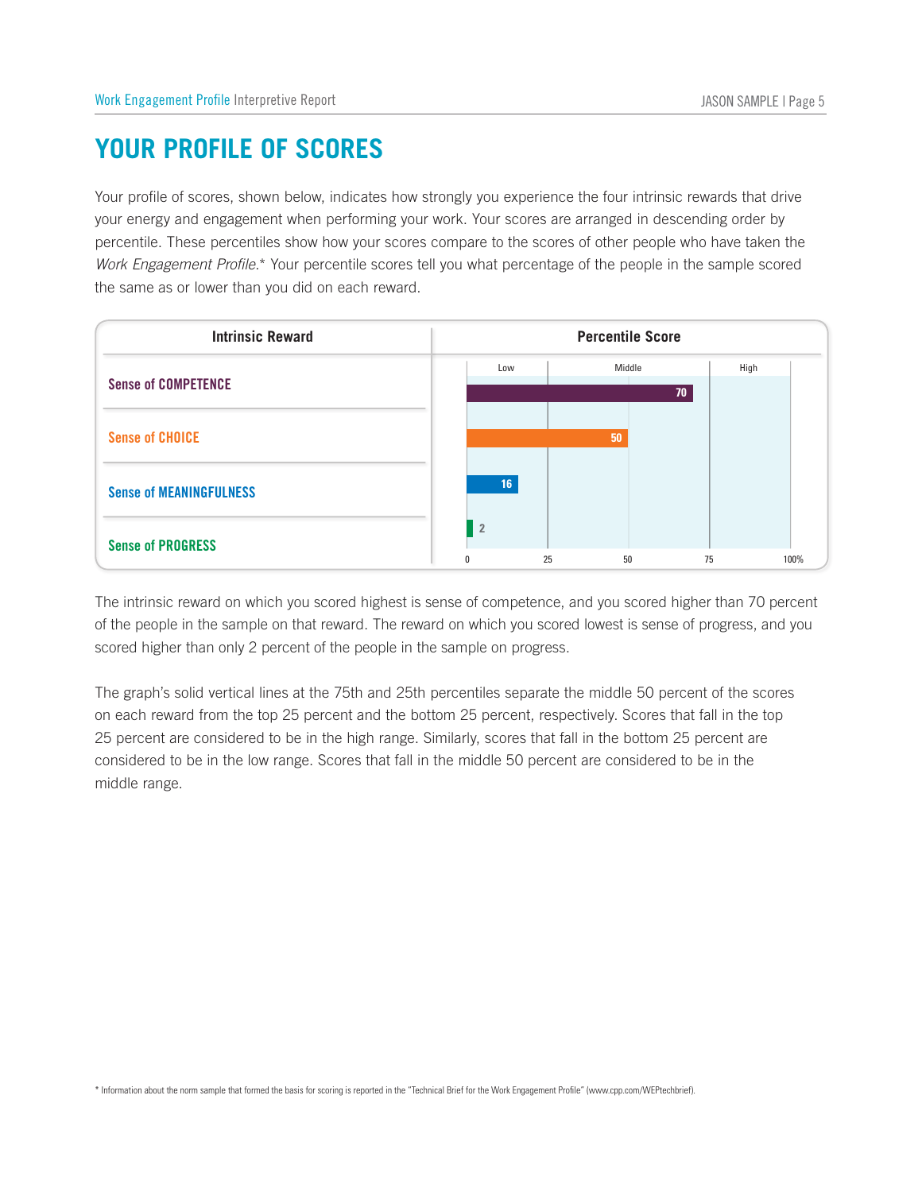# YOUR PROFILE OF SCORES

Your profile of scores, shown below, indicates how strongly you experience the four intrinsic rewards that drive your energy and engagement when performing your work. Your scores are arranged in descending order by percentile. These percentiles show how your scores compare to the scores of other people who have taken the *Work Engagement Profile*.* Your percentile scores tell you what percentage of the people in the sample scored the same as or lower than you did on each reward.

| Intrinsic Reward | Percentile Score |
|---|---|
| Sense of COMPETENCE | 70 |
| Sense of CHOICE | 50 |
| Sense of MEANINGFULNESS | 16 |
| Sense of PROGRESS | 2 |

The intrinsic reward on which you scored highest is sense of competence, and you scored higher than 70 percent of the people in the sample on that reward. The reward on which you scored lowest is sense of progress, and you scored higher than only 2 percent of the people in the sample on progress.

The graph's solid vertical lines at the 75th and 25th percentiles separate the middle 50 percent of the scores on each reward from the top 25 percent and the bottom 25 percent, respectively. Scores that fall in the top 25 percent are considered to be in the high range. Similarly, scores that fall in the bottom 25 percent are considered to be in the low range. Scores that fall in the middle 50 percent are considered to be in the middle range.

* Information about the norm sample that formed the basis for scoring is reported in the "Technical Brief for the Work Engagement Profile" (www.cpp.com/WEPtechbrief).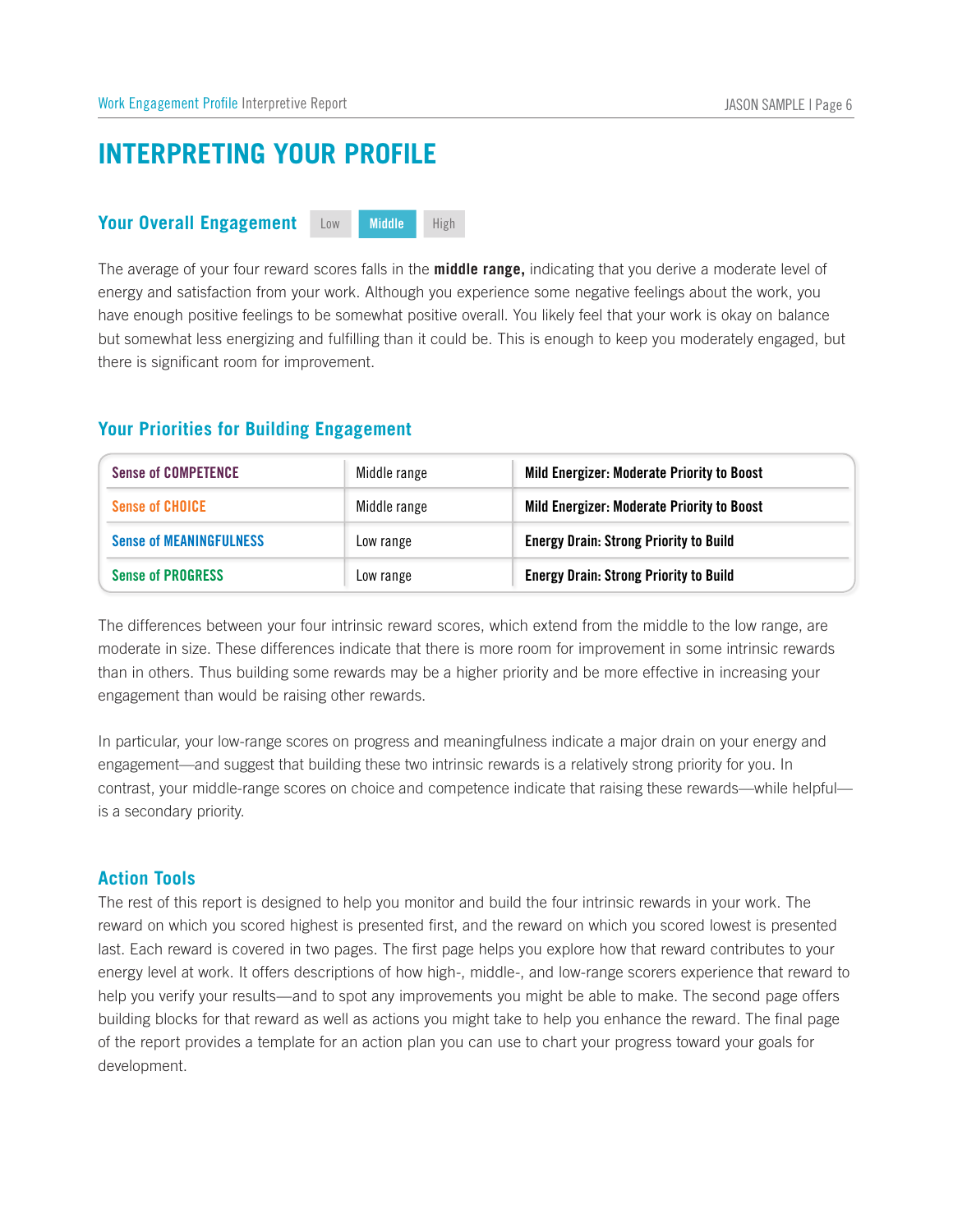# INTERPRETING YOUR PROFILE

## Your Overall Engagement

Low | **Middle** | High

The average of your four reward scores falls in the **middle range,** indicating that you derive a moderate level of energy and satisfaction from your work. Although you experience some negative feelings about the work, you have enough positive feelings to be somewhat positive overall. You likely feel that your work is okay on balance but somewhat less energizing and fulfilling than it could be. This is enough to keep you moderately engaged, but there is significant room for improvement.

## Your Priorities for Building Engagement

| | | |
|---|---|---|
| Sense of COMPETENCE | Middle range | **Mild Energizer: Moderate Priority to Boost** |
| Sense of CHOICE | Middle range | **Mild Energizer: Moderate Priority to Boost** |
| Sense of MEANINGFULNESS | Low range | **Energy Drain: Strong Priority to Build** |
| Sense of PROGRESS | Low range | **Energy Drain: Strong Priority to Build** |

The differences between your four intrinsic reward scores, which extend from the middle to the low range, are moderate in size. These differences indicate that there is more room for improvement in some intrinsic rewards than in others. Thus building some rewards may be a higher priority and be more effective in increasing your engagement than would be raising other rewards.

In particular, your low-range scores on progress and meaningfulness indicate a major drain on your energy and engagement—and suggest that building these two intrinsic rewards is a relatively strong priority for you. In contrast, your middle-range scores on choice and competence indicate that raising these rewards—while helpful—is a secondary priority.

## Action Tools

The rest of this report is designed to help you monitor and build the four intrinsic rewards in your work. The reward on which you scored highest is presented first, and the reward on which you scored lowest is presented last. Each reward is covered in two pages. The first page helps you explore how that reward contributes to your energy level at work. It offers descriptions of how high-, middle-, and low-range scorers experience that reward to help you verify your results—and to spot any improvements you might be able to make. The second page offers building blocks for that reward as well as actions you might take to help you enhance the reward. The final page of the report provides a template for an action plan you can use to chart your progress toward your goals for development.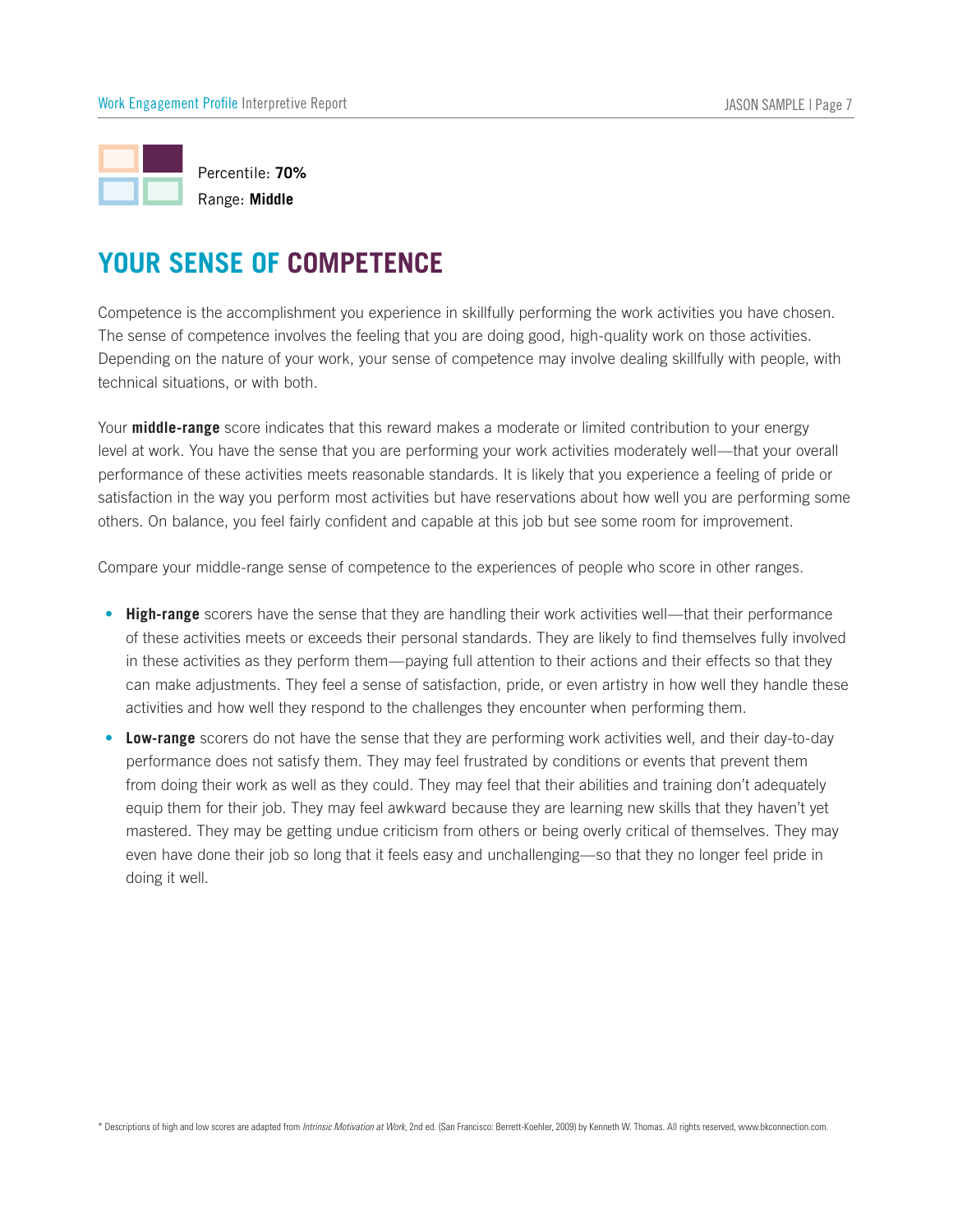Percentile: **70%**

Range: **Middle**

# YOUR SENSE OF COMPETENCE

Competence is the accomplishment you experience in skillfully performing the work activities you have chosen. The sense of competence involves the feeling that you are doing good, high-quality work on those activities. Depending on the nature of your work, your sense of competence may involve dealing skillfully with people, with technical situations, or with both.

Your **middle-range** score indicates that this reward makes a moderate or limited contribution to your energy level at work. You have the sense that you are performing your work activities moderately well—that your overall performance of these activities meets reasonable standards. It is likely that you experience a feeling of pride or satisfaction in the way you perform most activities but have reservations about how well you are performing some others. On balance, you feel fairly confident and capable at this job but see some room for improvement.

Compare your middle-range sense of competence to the experiences of people who score in other ranges.

- **High-range** scorers have the sense that they are handling their work activities well—that their performance of these activities meets or exceeds their personal standards. They are likely to find themselves fully involved in these activities as they perform them—paying full attention to their actions and their effects so that they can make adjustments. They feel a sense of satisfaction, pride, or even artistry in how well they handle these activities and how well they respond to the challenges they encounter when performing them.
- **Low-range** scorers do not have the sense that they are performing work activities well, and their day-to-day performance does not satisfy them. They may feel frustrated by conditions or events that prevent them from doing their work as well as they could. They may feel that their abilities and training don't adequately equip them for their job. They may feel awkward because they are learning new skills that they haven't yet mastered. They may be getting undue criticism from others or being overly critical of themselves. They may even have done their job so long that it feels easy and unchallenging—so that they no longer feel pride in doing it well.

* Descriptions of high and low scores are adapted from *Intrinsic Motivation at Work*, 2nd ed. (San Francisco: Berrett-Koehler, 2009) by Kenneth W. Thomas. All rights reserved, www.bkconnection.com.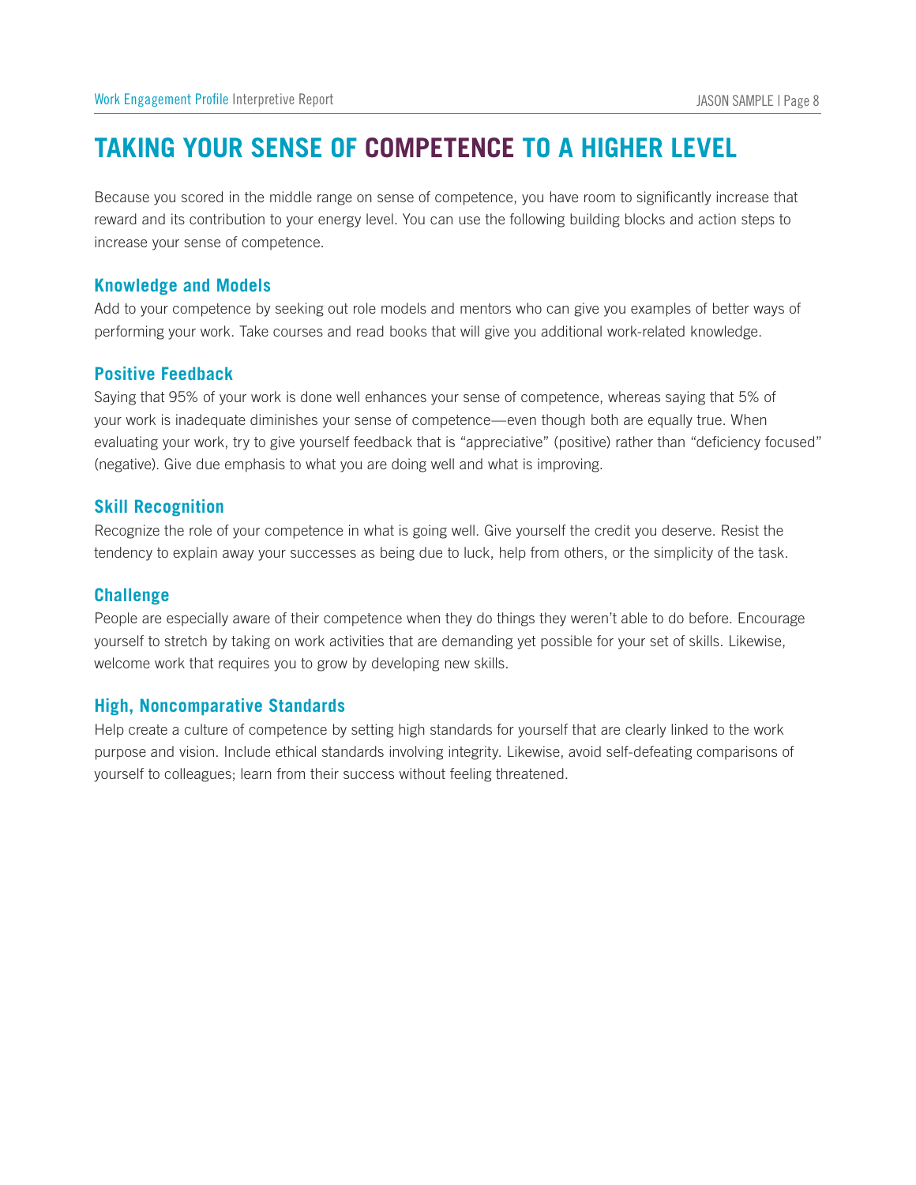# TAKING YOUR SENSE OF COMPETENCE TO A HIGHER LEVEL

Because you scored in the middle range on sense of competence, you have room to significantly increase that reward and its contribution to your energy level. You can use the following building blocks and action steps to increase your sense of competence.

### Knowledge and Models

Add to your competence by seeking out role models and mentors who can give you examples of better ways of performing your work. Take courses and read books that will give you additional work-related knowledge.

### Positive Feedback

Saying that 95% of your work is done well enhances your sense of competence, whereas saying that 5% of your work is inadequate diminishes your sense of competence—even though both are equally true. When evaluating your work, try to give yourself feedback that is "appreciative" (positive) rather than "deficiency focused" (negative). Give due emphasis to what you are doing well and what is improving.

### Skill Recognition

Recognize the role of your competence in what is going well. Give yourself the credit you deserve. Resist the tendency to explain away your successes as being due to luck, help from others, or the simplicity of the task.

### Challenge

People are especially aware of their competence when they do things they weren't able to do before. Encourage yourself to stretch by taking on work activities that are demanding yet possible for your set of skills. Likewise, welcome work that requires you to grow by developing new skills.

### High, Noncomparative Standards

Help create a culture of competence by setting high standards for yourself that are clearly linked to the work purpose and vision. Include ethical standards involving integrity. Likewise, avoid self-defeating comparisons of yourself to colleagues; learn from their success without feeling threatened.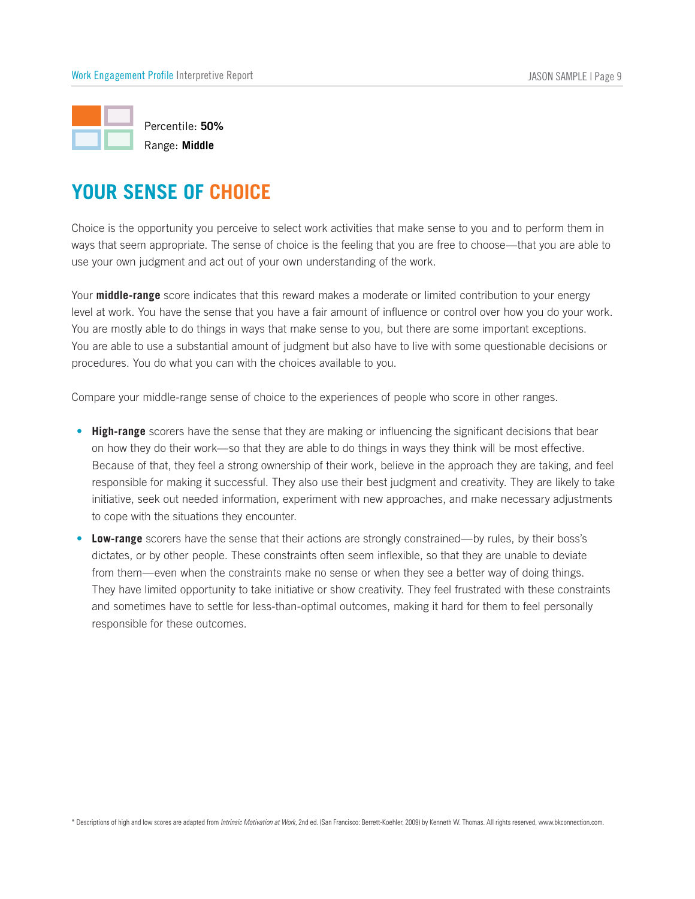Percentile: **50%**
Range: **Middle**

# YOUR SENSE OF CHOICE

Choice is the opportunity you perceive to select work activities that make sense to you and to perform them in ways that seem appropriate. The sense of choice is the feeling that you are free to choose—that you are able to use your own judgment and act out of your own understanding of the work.

Your **middle-range** score indicates that this reward makes a moderate or limited contribution to your energy level at work. You have the sense that you have a fair amount of influence or control over how you do your work. You are mostly able to do things in ways that make sense to you, but there are some important exceptions. You are able to use a substantial amount of judgment but also have to live with some questionable decisions or procedures. You do what you can with the choices available to you.

Compare your middle-range sense of choice to the experiences of people who score in other ranges.

- **High-range** scorers have the sense that they are making or influencing the significant decisions that bear on how they do their work—so that they are able to do things in ways they think will be most effective. Because of that, they feel a strong ownership of their work, believe in the approach they are taking, and feel responsible for making it successful. They also use their best judgment and creativity. They are likely to take initiative, seek out needed information, experiment with new approaches, and make necessary adjustments to cope with the situations they encounter.
- **Low-range** scorers have the sense that their actions are strongly constrained—by rules, by their boss's dictates, or by other people. These constraints often seem inflexible, so that they are unable to deviate from them—even when the constraints make no sense or when they see a better way of doing things. They have limited opportunity to take initiative or show creativity. They feel frustrated with these constraints and sometimes have to settle for less-than-optimal outcomes, making it hard for them to feel personally responsible for these outcomes.

* Descriptions of high and low scores are adapted from *Intrinsic Motivation at Work*, 2nd ed. (San Francisco: Berrett-Koehler, 2009) by Kenneth W. Thomas. All rights reserved, www.bkconnection.com.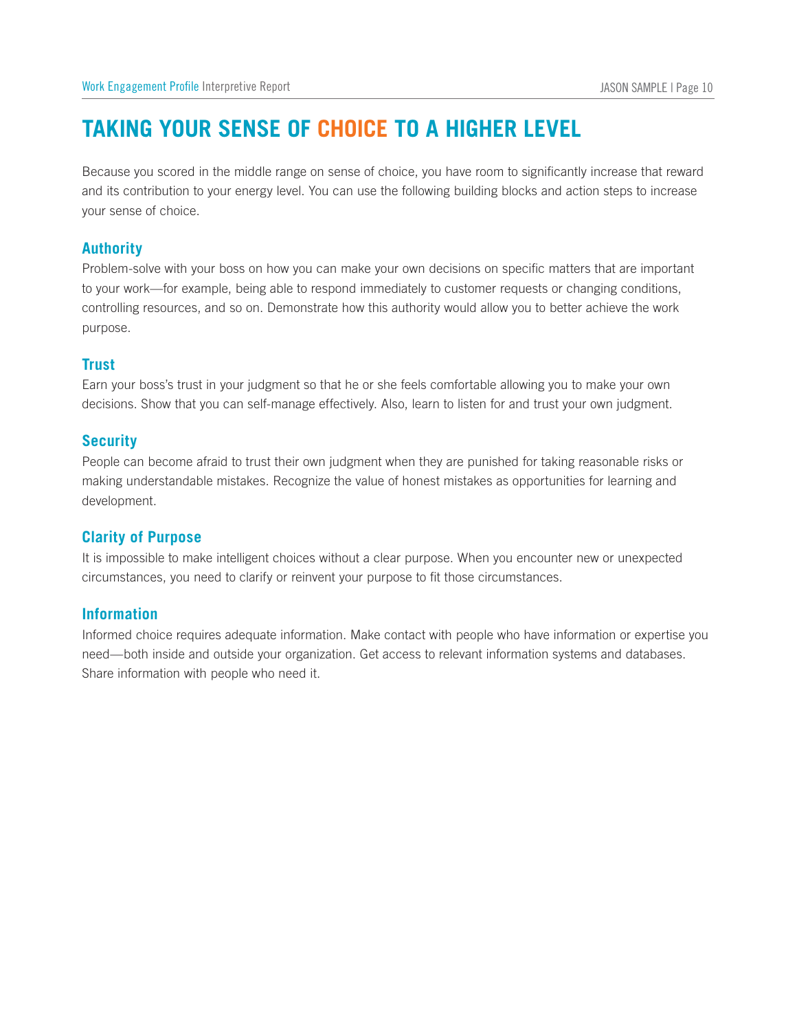# TAKING YOUR SENSE OF CHOICE TO A HIGHER LEVEL

Because you scored in the middle range on sense of choice, you have room to significantly increase that reward and its contribution to your energy level. You can use the following building blocks and action steps to increase your sense of choice.

### Authority

Problem-solve with your boss on how you can make your own decisions on specific matters that are important to your work—for example, being able to respond immediately to customer requests or changing conditions, controlling resources, and so on. Demonstrate how this authority would allow you to better achieve the work purpose.

### Trust

Earn your boss's trust in your judgment so that he or she feels comfortable allowing you to make your own decisions. Show that you can self-manage effectively. Also, learn to listen for and trust your own judgment.

### Security

People can become afraid to trust their own judgment when they are punished for taking reasonable risks or making understandable mistakes. Recognize the value of honest mistakes as opportunities for learning and development.

### Clarity of Purpose

It is impossible to make intelligent choices without a clear purpose. When you encounter new or unexpected circumstances, you need to clarify or reinvent your purpose to fit those circumstances.

### Information

Informed choice requires adequate information. Make contact with people who have information or expertise you need—both inside and outside your organization. Get access to relevant information systems and databases. Share information with people who need it.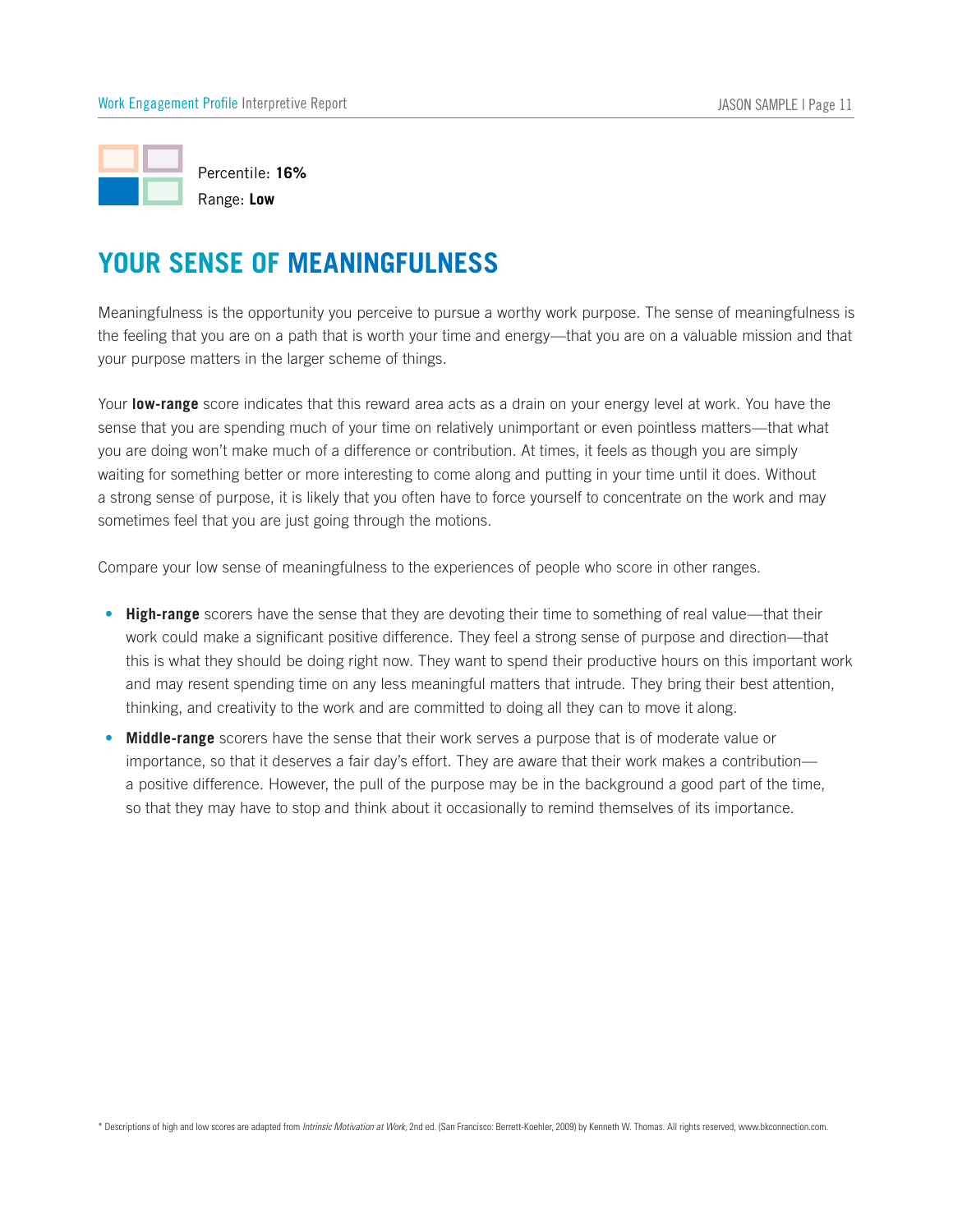Percentile: **16%**
Range: **Low**

# YOUR SENSE OF MEANINGFULNESS

Meaningfulness is the opportunity you perceive to pursue a worthy work purpose. The sense of meaningfulness is the feeling that you are on a path that is worth your time and energy—that you are on a valuable mission and that your purpose matters in the larger scheme of things.

Your **low-range** score indicates that this reward area acts as a drain on your energy level at work. You have the sense that you are spending much of your time on relatively unimportant or even pointless matters—that what you are doing won't make much of a difference or contribution. At times, it feels as though you are simply waiting for something better or more interesting to come along and putting in your time until it does. Without a strong sense of purpose, it is likely that you often have to force yourself to concentrate on the work and may sometimes feel that you are just going through the motions.

Compare your low sense of meaningfulness to the experiences of people who score in other ranges.

- **High-range** scorers have the sense that they are devoting their time to something of real value—that their work could make a significant positive difference. They feel a strong sense of purpose and direction—that this is what they should be doing right now. They want to spend their productive hours on this important work and may resent spending time on any less meaningful matters that intrude. They bring their best attention, thinking, and creativity to the work and are committed to doing all they can to move it along.
- **Middle-range** scorers have the sense that their work serves a purpose that is of moderate value or importance, so that it deserves a fair day's effort. They are aware that their work makes a contribution—a positive difference. However, the pull of the purpose may be in the background a good part of the time, so that they may have to stop and think about it occasionally to remind themselves of its importance.

* Descriptions of high and low scores are adapted from *Intrinsic Motivation at Work*, 2nd ed. (San Francisco: Berrett-Koehler, 2009) by Kenneth W. Thomas. All rights reserved, www.bkconnection.com.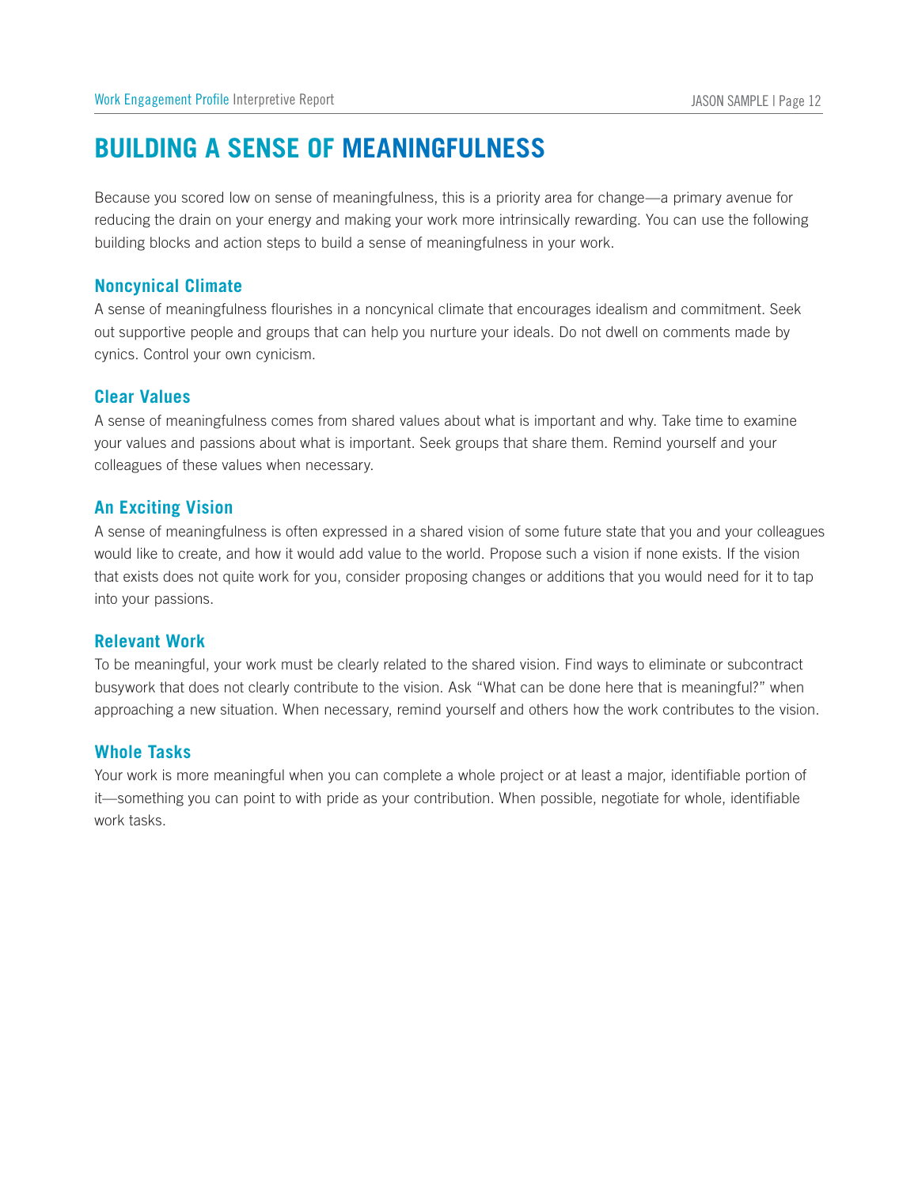# BUILDING A SENSE OF MEANINGFULNESS

Because you scored low on sense of meaningfulness, this is a priority area for change—a primary avenue for reducing the drain on your energy and making your work more intrinsically rewarding. You can use the following building blocks and action steps to build a sense of meaningfulness in your work.

### Noncynical Climate

A sense of meaningfulness flourishes in a noncynical climate that encourages idealism and commitment. Seek out supportive people and groups that can help you nurture your ideals. Do not dwell on comments made by cynics. Control your own cynicism.

### Clear Values

A sense of meaningfulness comes from shared values about what is important and why. Take time to examine your values and passions about what is important. Seek groups that share them. Remind yourself and your colleagues of these values when necessary.

### An Exciting Vision

A sense of meaningfulness is often expressed in a shared vision of some future state that you and your colleagues would like to create, and how it would add value to the world. Propose such a vision if none exists. If the vision that exists does not quite work for you, consider proposing changes or additions that you would need for it to tap into your passions.

### Relevant Work

To be meaningful, your work must be clearly related to the shared vision. Find ways to eliminate or subcontract busywork that does not clearly contribute to the vision. Ask "What can be done here that is meaningful?" when approaching a new situation. When necessary, remind yourself and others how the work contributes to the vision.

### Whole Tasks

Your work is more meaningful when you can complete a whole project or at least a major, identifiable portion of it—something you can point to with pride as your contribution. When possible, negotiate for whole, identifiable work tasks.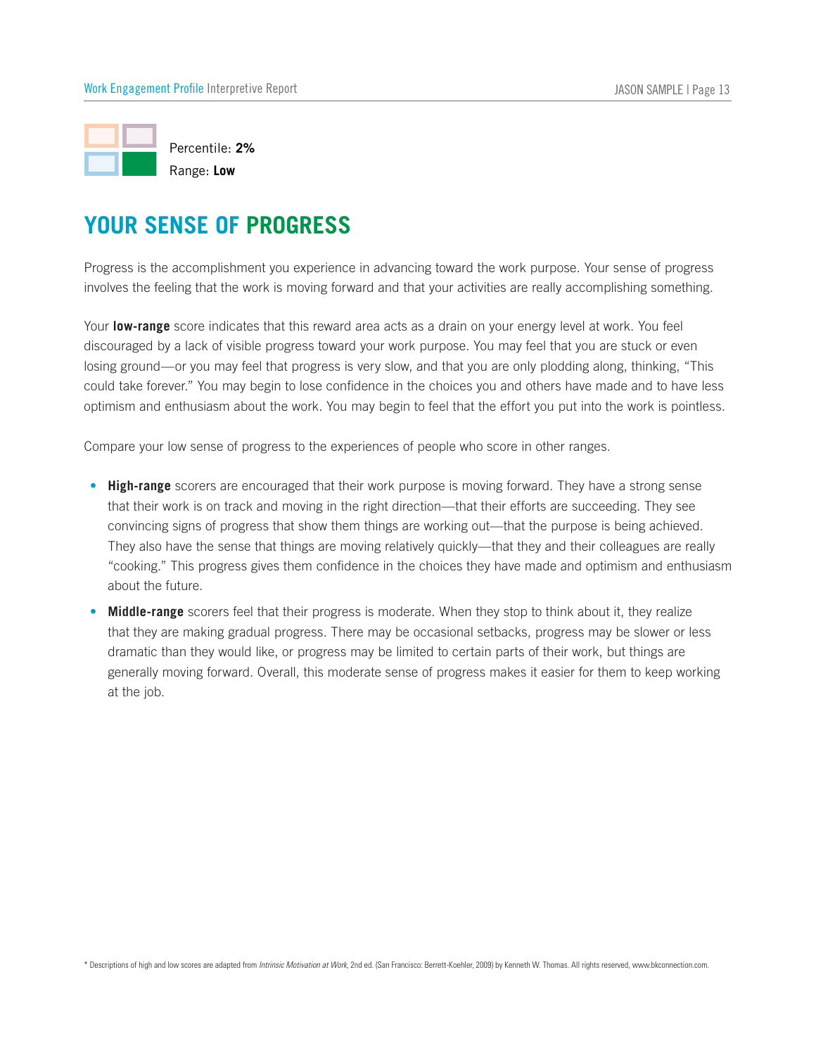Percentile: **2%**
Range: **Low**

# YOUR SENSE OF PROGRESS

Progress is the accomplishment you experience in advancing toward the work purpose. Your sense of progress involves the feeling that the work is moving forward and that your activities are really accomplishing something.

Your **low-range** score indicates that this reward area acts as a drain on your energy level at work. You feel discouraged by a lack of visible progress toward your work purpose. You may feel that you are stuck or even losing ground—or you may feel that progress is very slow, and that you are only plodding along, thinking, "This could take forever." You may begin to lose confidence in the choices you and others have made and to have less optimism and enthusiasm about the work. You may begin to feel that the effort you put into the work is pointless.

Compare your low sense of progress to the experiences of people who score in other ranges.

- **High-range** scorers are encouraged that their work purpose is moving forward. They have a strong sense that their work is on track and moving in the right direction—that their efforts are succeeding. They see convincing signs of progress that show them things are working out—that the purpose is being achieved. They also have the sense that things are moving relatively quickly—that they and their colleagues are really "cooking." This progress gives them confidence in the choices they have made and optimism and enthusiasm about the future.
- **Middle-range** scorers feel that their progress is moderate. When they stop to think about it, they realize that they are making gradual progress. There may be occasional setbacks, progress may be slower or less dramatic than they would like, or progress may be limited to certain parts of their work, but things are generally moving forward. Overall, this moderate sense of progress makes it easier for them to keep working at the job.

\* Descriptions of high and low scores are adapted from *Intrinsic Motivation at Work*, 2nd ed. (San Francisco: Berrett-Koehler, 2009) by Kenneth W. Thomas. All rights reserved, www.bkconnection.com.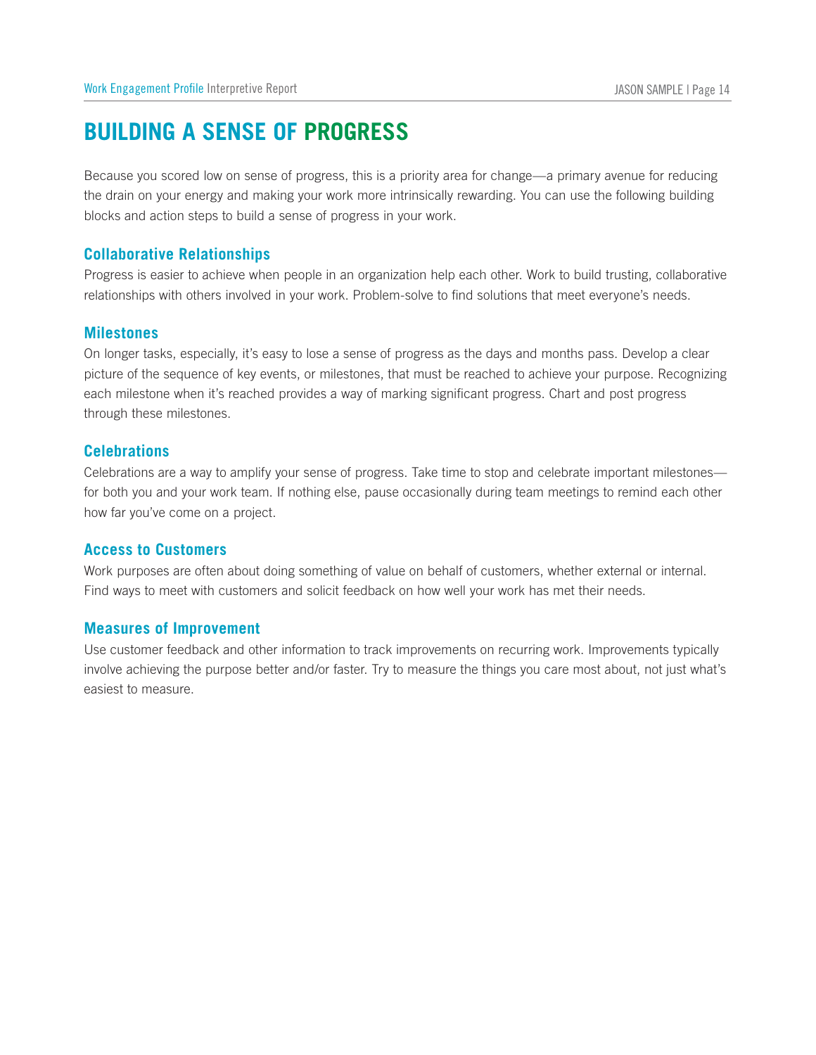# BUILDING A SENSE OF PROGRESS

Because you scored low on sense of progress, this is a priority area for change—a primary avenue for reducing the drain on your energy and making your work more intrinsically rewarding. You can use the following building blocks and action steps to build a sense of progress in your work.

### Collaborative Relationships

Progress is easier to achieve when people in an organization help each other. Work to build trusting, collaborative relationships with others involved in your work. Problem-solve to find solutions that meet everyone's needs.

### Milestones

On longer tasks, especially, it's easy to lose a sense of progress as the days and months pass. Develop a clear picture of the sequence of key events, or milestones, that must be reached to achieve your purpose. Recognizing each milestone when it's reached provides a way of marking significant progress. Chart and post progress through these milestones.

### Celebrations

Celebrations are a way to amplify your sense of progress. Take time to stop and celebrate important milestones—for both you and your work team. If nothing else, pause occasionally during team meetings to remind each other how far you've come on a project.

### Access to Customers

Work purposes are often about doing something of value on behalf of customers, whether external or internal. Find ways to meet with customers and solicit feedback on how well your work has met their needs.

### Measures of Improvement

Use customer feedback and other information to track improvements on recurring work. Improvements typically involve achieving the purpose better and/or faster. Try to measure the things you care most about, not just what's easiest to measure.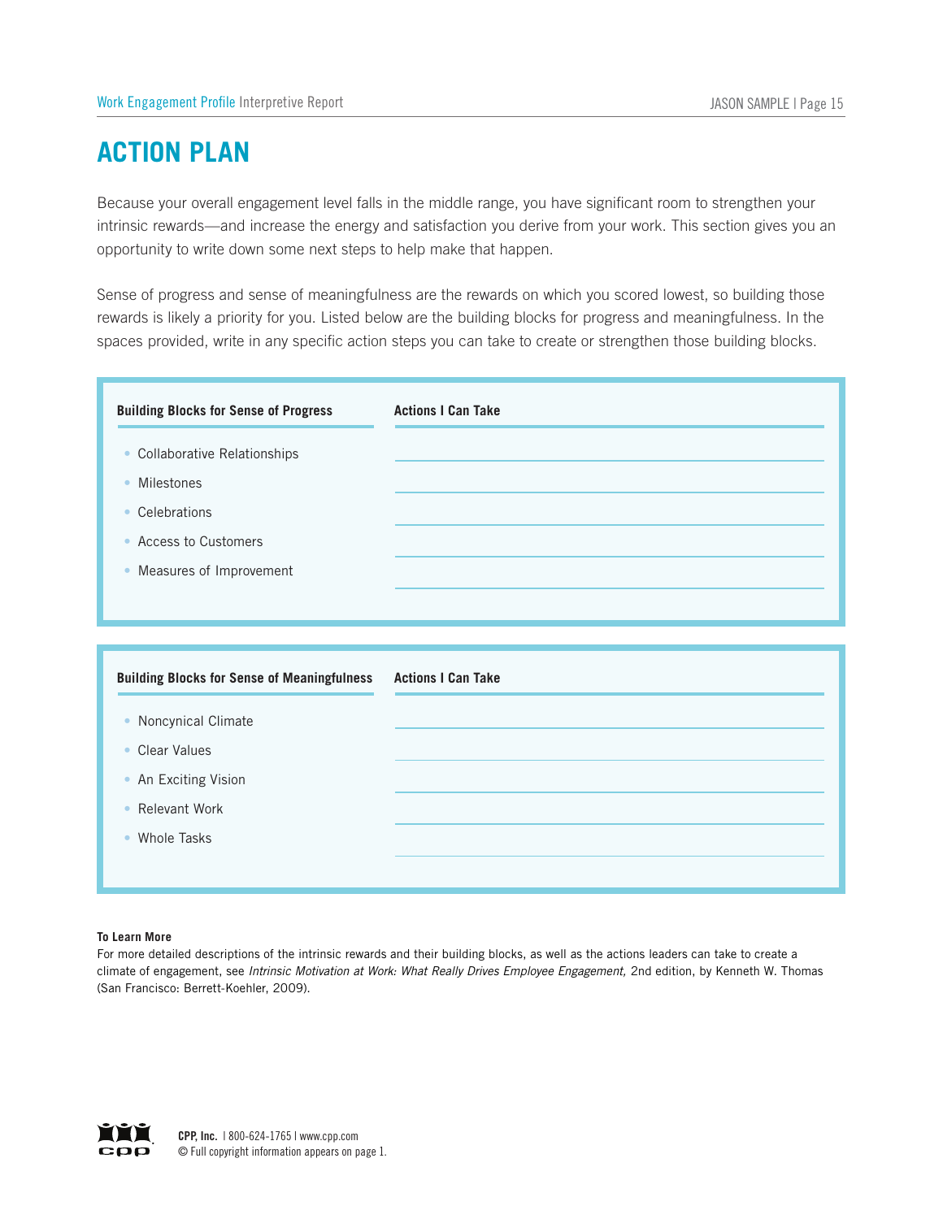# ACTION PLAN

Because your overall engagement level falls in the middle range, you have significant room to strengthen your intrinsic rewards—and increase the energy and satisfaction you derive from your work. This section gives you an opportunity to write down some next steps to help make that happen.

Sense of progress and sense of meaningfulness are the rewards on which you scored lowest, so building those rewards is likely a priority for you. Listed below are the building blocks for progress and meaningfulness. In the spaces provided, write in any specific action steps you can take to create or strengthen those building blocks.

| Building Blocks for Sense of Progress | Actions I Can Take |
| --- | --- |
| • Collaborative Relationships | |
| • Milestones | |
| • Celebrations | |
| • Access to Customers | |
| • Measures of Improvement | |

| Building Blocks for Sense of Meaningfulness | Actions I Can Take |
| --- | --- |
| • Noncynical Climate | |
| • Clear Values | |
| • An Exciting Vision | |
| • Relevant Work | |
| • Whole Tasks | |

**To Learn More**

For more detailed descriptions of the intrinsic rewards and their building blocks, as well as the actions leaders can take to create a climate of engagement, see *Intrinsic Motivation at Work: What Really Drives Employee Engagement,* 2nd edition, by Kenneth W. Thomas (San Francisco: Berrett-Koehler, 2009).

**CPP, Inc.** | 800-624-1765 | www.cpp.com
© Full copyright information appears on page 1.